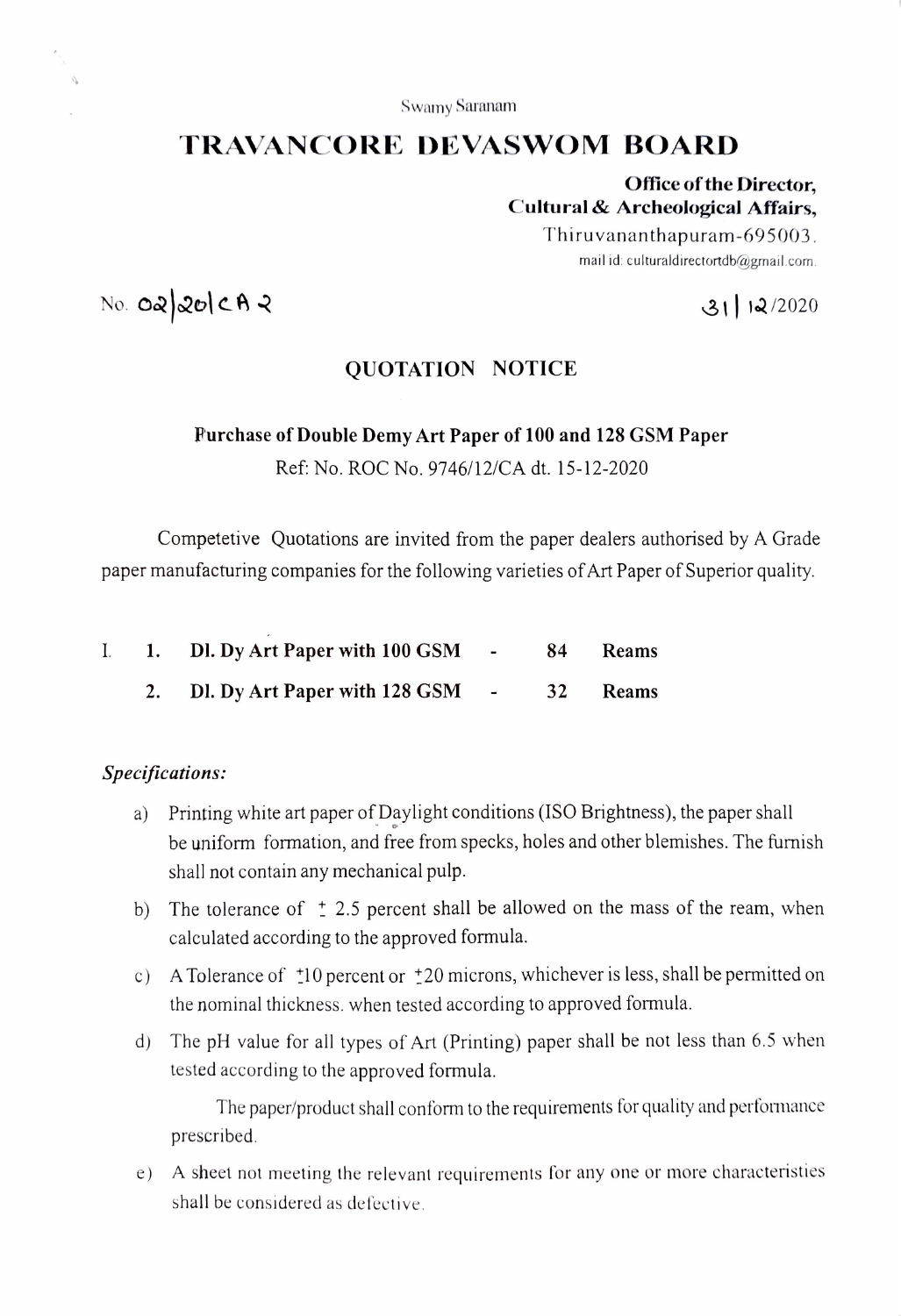Swamy Saranam

# TRAVANCORE DEVASWOM BOARD

**Office of the Director,**
**Cultural & Archeological Affairs,**
Thiruvananthapuram-695003.
mail id: culturaldirectortdb@gmail.com.

No. 02/2021CA2 | 31/12/2020

## QUOTATION NOTICE

**Purchase of Double Demy Art Paper of 100 and 128 GSM Paper**
Ref: No. ROC No. 9746/12/CA dt. 15-12-2020

Competetive Quotations are invited from the paper dealers authorised by A Grade paper manufacturing companies for the following varieties of Art Paper of Superior quality.

I.
1. **Dl. Dy Art Paper with 100 GSM - 84 Reams**
2. **Dl. Dy Art Paper with 128 GSM - 32 Reams**

*Specifications:*

a) Printing white art paper of Daylight conditions (ISO Brightness), the paper shall be uniform formation, and free from specks, holes and other blemishes. The furnish shall not contain any mechanical pulp.

b) The tolerance of ± 2.5 percent shall be allowed on the mass of the ream, when calculated according to the approved formula.

c) A Tolerance of ±10 percent or ±20 microns, whichever is less, shall be permitted on the nominal thickness. when tested according to approved formula.

d) The pH value for all types of Art (Printing) paper shall be not less than 6.5 when tested according to the approved formula.

The paper/product shall conform to the requirements for quality and performance prescribed.

e) A sheet not meeting the relevant requirements for any one or more characteristies shall be considered as defective.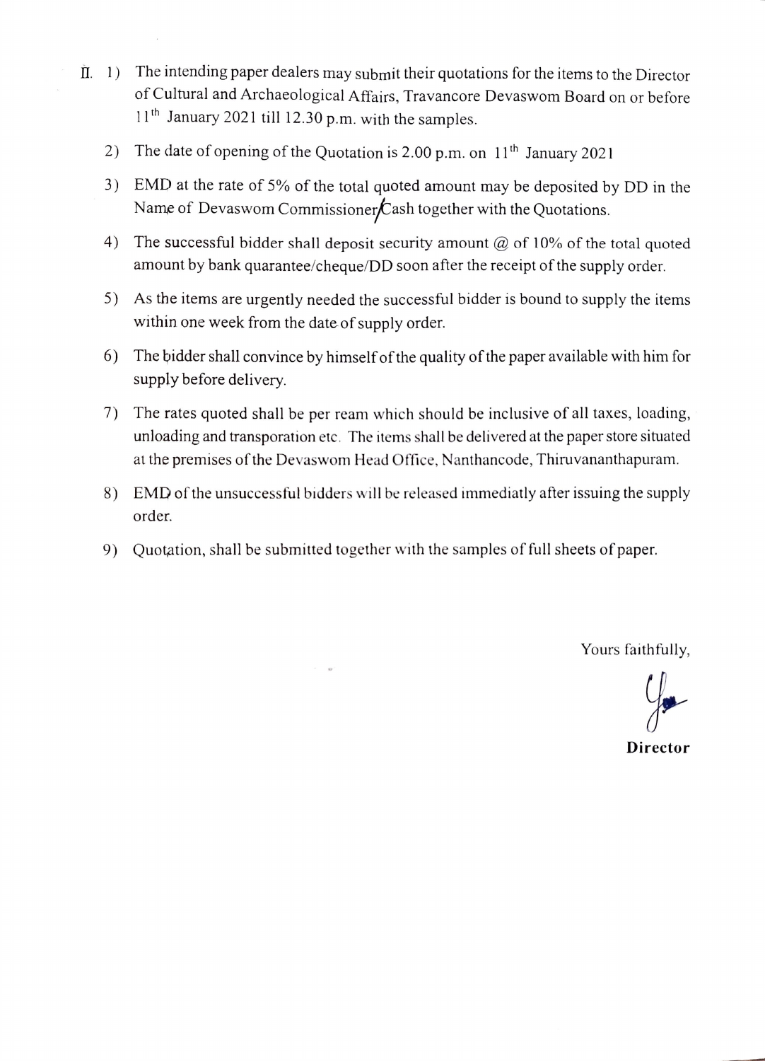II.

1) The intending paper dealers may submit their quotations for the items to the Director of Cultural and Archaeological Affairs, Travancore Devaswom Board on or before 11th January 2021 till 12.30 p.m. with the samples.
2) The date of opening of the Quotation is 2.00 p.m. on 11th January 2021
3) EMD at the rate of 5% of the total quoted amount may be deposited by DD in the Name of Devaswom Commissioner/Cash together with the Quotations.
4) The successful bidder shall deposit security amount @ of 10% of the total quoted amount by bank quarantee/cheque/DD soon after the receipt of the supply order.
5) As the items are urgently needed the successful bidder is bound to supply the items within one week from the date of supply order.
6) The bidder shall convince by himself of the quality of the paper available with him for supply before delivery.
7) The rates quoted shall be per ream which should be inclusive of all taxes, loading, unloading and transporation etc. The items shall be delivered at the paper store situated at the premises of the Devaswom Head Office, Nanthancode, Thiruvananthapuram.
8) EMD of the unsuccessful bidders will be released immediatly after issuing the supply order.
9) Quotation, shall be submitted together with the samples of full sheets of paper.

Yours faithfully,

**Director**